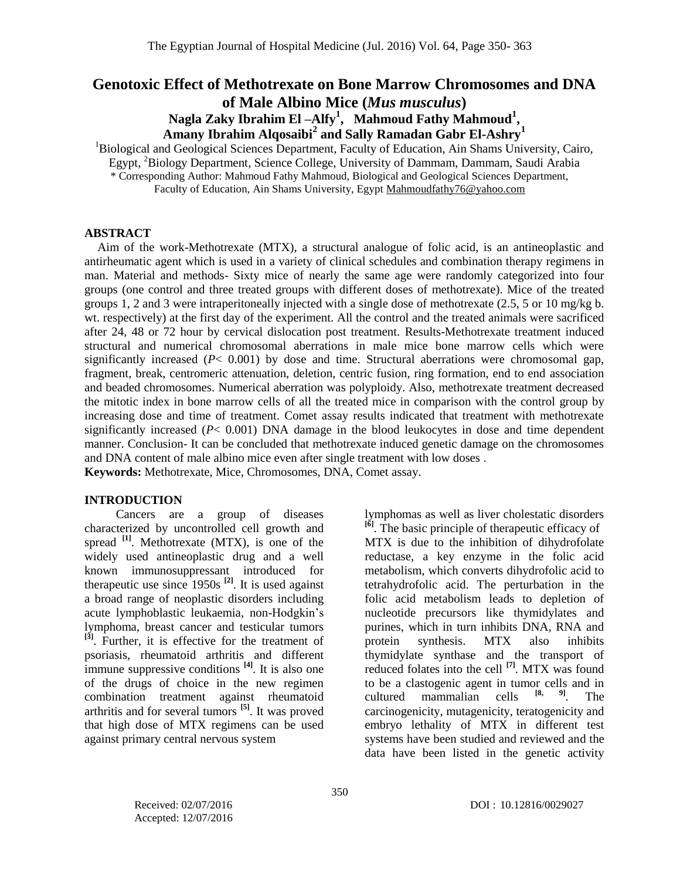# Genotoxic Effect of Methotrexate on Bone Marrow Chromosomes and DNA of Male Albino Mice (*Mus musculus*)

**Nagla Zaky Ibrahim El –Alfy[1], Mahmoud Fathy Mahmoud[1], Amany Ibrahim Alqosaibi[2] and Sally Ramadan Gabr El-Ashry[1]**

[1]Biological and Geological Sciences Department, Faculty of Education, Ain Shams University, Cairo, Egypt, [2]Biology Department, Science College, University of Dammam, Dammam, Saudi Arabia

\* Corresponding Author: Mahmoud Fathy Mahmoud, Biological and Geological Sciences Department, Faculty of Education, Ain Shams University, Egypt Mahmoudfathy76@yahoo.com

## ABSTRACT

Aim of the work-Methotrexate (MTX), a structural analogue of folic acid, is an antineoplastic and antirheumatic agent which is used in a variety of clinical schedules and combination therapy regimens in man. Material and methods- Sixty mice of nearly the same age were randomly categorized into four groups (one control and three treated groups with different doses of methotrexate). Mice of the treated groups 1, 2 and 3 were intraperitoneally injected with a single dose of methotrexate (2.5, 5 or 10 mg/kg b. wt. respectively) at the first day of the experiment. All the control and the treated animals were sacrificed after 24, 48 or 72 hour by cervical dislocation post treatment. Results-Methotrexate treatment induced structural and numerical chromosomal aberrations in male mice bone marrow cells which were significantly increased ($P < 0.001$) by dose and time. Structural aberrations were chromosomal gap, fragment, break, centromeric attenuation, deletion, centric fusion, ring formation, end to end association and beaded chromosomes. Numerical aberration was polyploidy. Also, methotrexate treatment decreased the mitotic index in bone marrow cells of all the treated mice in comparison with the control group by increasing dose and time of treatment. Comet assay results indicated that treatment with methotrexate significantly increased ($P < 0.001$) DNA damage in the blood leukocytes in dose and time dependent manner. Conclusion- It can be concluded that methotrexate induced genetic damage on the chromosomes and DNA content of male albino mice even after single treatment with low doses .

**Keywords:** Methotrexate, Mice, Chromosomes, DNA, Comet assay.

## INTRODUCTION

Cancers are a group of diseases characterized by uncontrolled cell growth and spread [1]. Methotrexate (MTX), is one of the widely used antineoplastic drug and a well known immunosuppressant introduced for therapeutic use since 1950s [2]. It is used against a broad range of neoplastic disorders including acute lymphoblastic leukaemia, non-Hodgkin's lymphoma, breast cancer and testicular tumors [3]. Further, it is effective for the treatment of psoriasis, rheumatoid arthritis and different immune suppressive conditions [4]. It is also one of the drugs of choice in the new regimen combination treatment against rheumatoid arthritis and for several tumors [5]. It was proved that high dose of MTX regimens can be used against primary central nervous system lymphomas as well as liver cholestatic disorders [6]. The basic principle of therapeutic efficacy of MTX is due to the inhibition of dihydrofolate reductase, a key enzyme in the folic acid metabolism, which converts dihydrofolic acid to tetrahydrofolic acid. The perturbation in the folic acid metabolism leads to depletion of nucleotide precursors like thymidylates and purines, which in turn inhibits DNA, RNA and protein synthesis. MTX also inhibits thymidylate synthase and the transport of reduced folates into the cell [7]. MTX was found to be a clastogenic agent in tumor cells and in cultured mammalian cells [8, 9]. The carcinogenicity, mutagenicity, teratogenicity and embryo lethality of MTX in different test systems have been studied and reviewed and the data have been listed in the genetic activity

Received: 02/07/2016
Accepted: 12/07/2016

DOI : 10.12816/0029027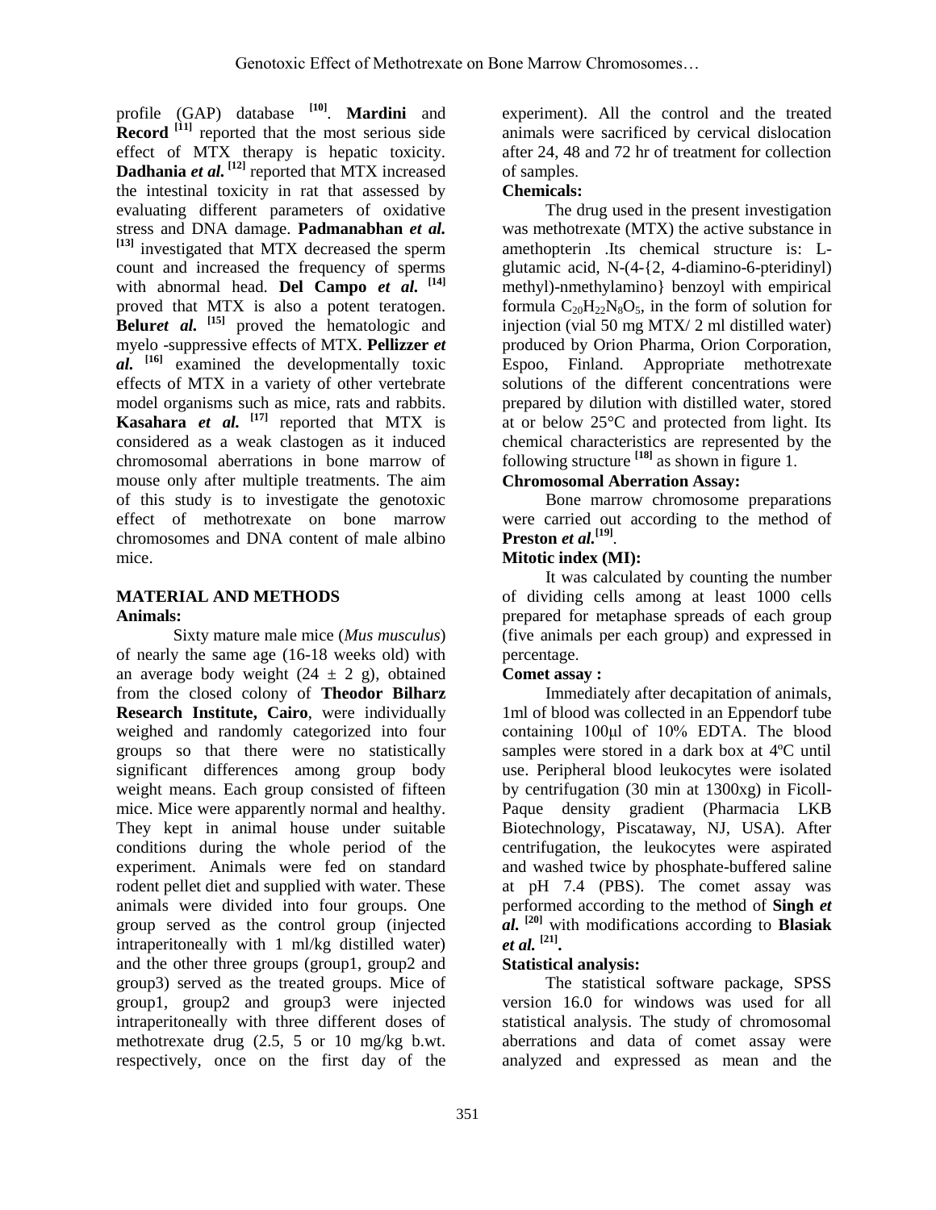profile (GAP) database [10]. **Mardini** and **Record** [11] reported that the most serious side effect of MTX therapy is hepatic toxicity. **Dadhania *et al.*** [12] reported that MTX increased the intestinal toxicity in rat that assessed by evaluating different parameters of oxidative stress and DNA damage. **Padmanabhan *et al.*** [13] investigated that MTX decreased the sperm count and increased the frequency of sperms with abnormal head. **Del Campo *et al.*** [14] proved that MTX is also a potent teratogen. **Belur*et al.*** [15] proved the hematologic and myelo -suppressive effects of MTX. **Pellizzer *et al.*** [16] examined the developmentally toxic effects of MTX in a variety of other vertebrate model organisms such as mice, rats and rabbits. **Kasahara *et al.*** [17] reported that MTX is considered as a weak clastogen as it induced chromosomal aberrations in bone marrow of mouse only after multiple treatments. The aim of this study is to investigate the genotoxic effect of methotrexate on bone marrow chromosomes and DNA content of male albino mice.

## MATERIAL AND METHODS

### Animals:

Sixty mature male mice (*Mus musculus*) of nearly the same age (16-18 weeks old) with an average body weight (24 ± 2 g), obtained from the closed colony of **Theodor Bilharz Research Institute, Cairo**, were individually weighed and randomly categorized into four groups so that there were no statistically significant differences among group body weight means. Each group consisted of fifteen mice. Mice were apparently normal and healthy. They kept in animal house under suitable conditions during the whole period of the experiment. Animals were fed on standard rodent pellet diet and supplied with water. These animals were divided into four groups. One group served as the control group (injected intraperitoneally with 1 ml/kg distilled water) and the other three groups (group1, group2 and group3) served as the treated groups. Mice of group1, group2 and group3 were injected intraperitoneally with three different doses of methotrexate drug (2.5, 5 or 10 mg/kg b.wt. respectively, once on the first day of the experiment). All the control and the treated animals were sacrificed by cervical dislocation after 24, 48 and 72 hr of treatment for collection of samples.

### Chemicals:

The drug used in the present investigation was methotrexate (MTX) the active substance in amethopterin .Its chemical structure is: L-glutamic acid, N-(4-{2, 4-diamino-6-pteridinyl) methyl)-nmethylamino} benzoyl with empirical formula $C_{20}H_{22}N_8O_5$, in the form of solution for injection (vial 50 mg MTX/ 2 ml distilled water) produced by Orion Pharma, Orion Corporation, Espoo, Finland. Appropriate methotrexate solutions of the different concentrations were prepared by dilution with distilled water, stored at or below 25°C and protected from light. Its chemical characteristics are represented by the following structure [18] as shown in figure 1.

### Chromosomal Aberration Assay:

Bone marrow chromosome preparations were carried out according to the method of **Preston *et al.***[19].

### Mitotic index (MI):

It was calculated by counting the number of dividing cells among at least 1000 cells prepared for metaphase spreads of each group (five animals per each group) and expressed in percentage.

### Comet assay :

Immediately after decapitation of animals, 1ml of blood was collected in an Eppendorf tube containing 100μl of 10% EDTA. The blood samples were stored in a dark box at 4ºC until use. Peripheral blood leukocytes were isolated by centrifugation (30 min at 1300xg) in Ficoll-Paque density gradient (Pharmacia LKB Biotechnology, Piscataway, NJ, USA). After centrifugation, the leukocytes were aspirated and washed twice by phosphate-buffered saline at pH 7.4 (PBS). The comet assay was performed according to the method of **Singh *et al.*** [20] with modifications according to **Blasiak *et al.*** [21].

### Statistical analysis:

The statistical software package, SPSS version 16.0 for windows was used for all statistical analysis. The study of chromosomal aberrations and data of comet assay were analyzed and expressed as mean and the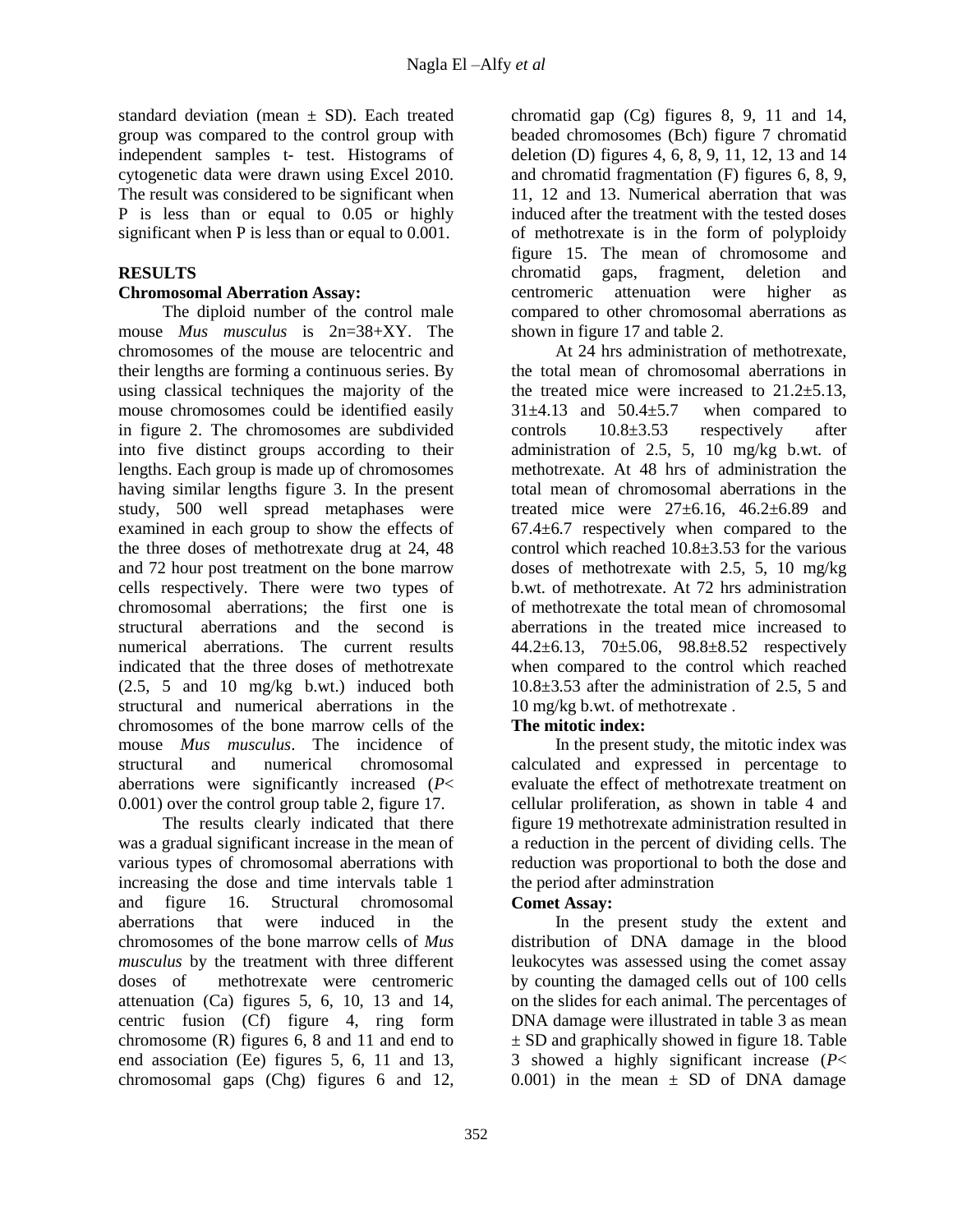standard deviation (mean ± SD). Each treated group was compared to the control group with independent samples t- test. Histograms of cytogenetic data were drawn using Excel 2010. The result was considered to be significant when P is less than or equal to 0.05 or highly significant when P is less than or equal to 0.001.

## RESULTS

### Chromosomal Aberration Assay:

The diploid number of the control male mouse *Mus musculus* is 2n=38+XY. The chromosomes of the mouse are telocentric and their lengths are forming a continuous series. By using classical techniques the majority of the mouse chromosomes could be identified easily in figure 2. The chromosomes are subdivided into five distinct groups according to their lengths. Each group is made up of chromosomes having similar lengths figure 3. In the present study, 500 well spread metaphases were examined in each group to show the effects of the three doses of methotrexate drug at 24, 48 and 72 hour post treatment on the bone marrow cells respectively. There were two types of chromosomal aberrations; the first one is structural aberrations and the second is numerical aberrations. The current results indicated that the three doses of methotrexate (2.5, 5 and 10 mg/kg b.wt.) induced both structural and numerical aberrations in the chromosomes of the bone marrow cells of the mouse *Mus musculus*. The incidence of structural and numerical chromosomal aberrations were significantly increased (*P*< 0.001) over the control group table 2, figure 17.

The results clearly indicated that there was a gradual significant increase in the mean of various types of chromosomal aberrations with increasing the dose and time intervals table 1 and figure 16. Structural chromosomal aberrations that were induced in the chromosomes of the bone marrow cells of *Mus musculus* by the treatment with three different doses of methotrexate were centromeric attenuation (Ca) figures 5, 6, 10, 13 and 14, centric fusion (Cf) figure 4, ring form chromosome (R) figures 6, 8 and 11 and end to end association (Ee) figures 5, 6, 11 and 13, chromosomal gaps (Chg) figures 6 and 12, chromatid gap (Cg) figures 8, 9, 11 and 14, beaded chromosomes (Bch) figure 7 chromatid deletion (D) figures 4, 6, 8, 9, 11, 12, 13 and 14 and chromatid fragmentation (F) figures 6, 8, 9, 11, 12 and 13. Numerical aberration that was induced after the treatment with the tested doses of methotrexate is in the form of polyploidy figure 15. The mean of chromosome and chromatid gaps, fragment, deletion and centromeric attenuation were higher as compared to other chromosomal aberrations as shown in figure 17 and table 2.

At 24 hrs administration of methotrexate, the total mean of chromosomal aberrations in the treated mice were increased to 21.2±5.13, 31±4.13 and 50.4±5.7 when compared to controls 10.8±3.53 respectively after administration of 2.5, 5, 10 mg/kg b.wt. of methotrexate. At 48 hrs of administration the total mean of chromosomal aberrations in the treated mice were 27±6.16, 46.2±6.89 and 67.4±6.7 respectively when compared to the control which reached 10.8±3.53 for the various doses of methotrexate with 2.5, 5, 10 mg/kg b.wt. of methotrexate. At 72 hrs administration of methotrexate the total mean of chromosomal aberrations in the treated mice increased to 44.2±6.13, 70±5.06, 98.8±8.52 respectively when compared to the control which reached 10.8±3.53 after the administration of 2.5, 5 and 10 mg/kg b.wt. of methotrexate .

### The mitotic index:

In the present study, the mitotic index was calculated and expressed in percentage to evaluate the effect of methotrexate treatment on cellular proliferation, as shown in table 4 and figure 19 methotrexate administration resulted in a reduction in the percent of dividing cells. The reduction was proportional to both the dose and the period after adminstration

### Comet Assay:

In the present study the extent and distribution of DNA damage in the blood leukocytes was assessed using the comet assay by counting the damaged cells out of 100 cells on the slides for each animal. The percentages of DNA damage were illustrated in table 3 as mean ± SD and graphically showed in figure 18. Table 3 showed a highly significant increase (*P*< 0.001) in the mean ± SD of DNA damage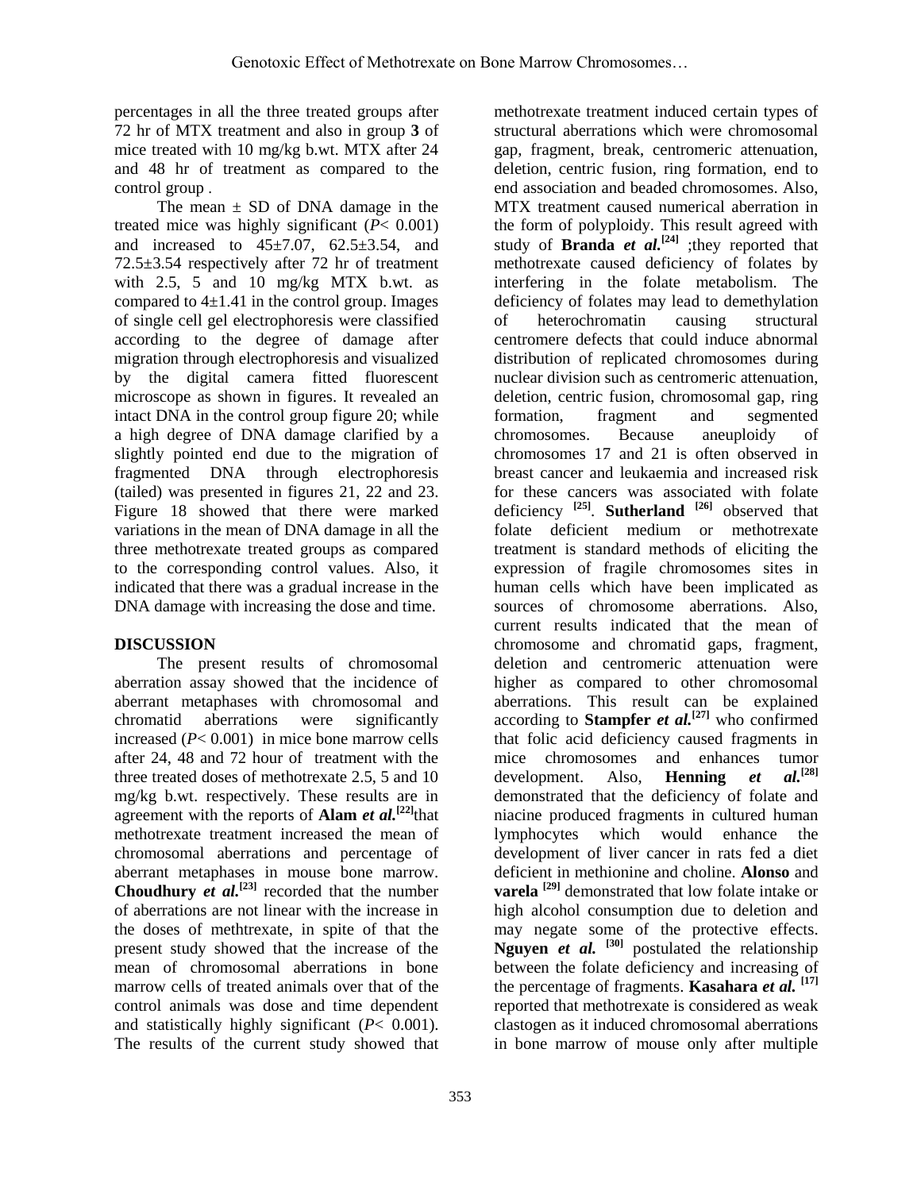percentages in all the three treated groups after 72 hr of MTX treatment and also in group **3** of mice treated with 10 mg/kg b.wt. MTX after 24 and 48 hr of treatment as compared to the control group .

The mean ± SD of DNA damage in the treated mice was highly significant ($P< 0.001$) and increased to 45±7.07, 62.5±3.54, and 72.5±3.54 respectively after 72 hr of treatment with 2.5, 5 and 10 mg/kg MTX b.wt. as compared to 4±1.41 in the control group. Images of single cell gel electrophoresis were classified according to the degree of damage after migration through electrophoresis and visualized by the digital camera fitted fluorescent microscope as shown in figures. It revealed an intact DNA in the control group figure 20; while a high degree of DNA damage clarified by a slightly pointed end due to the migration of fragmented DNA through electrophoresis (tailed) was presented in figures 21, 22 and 23. Figure 18 showed that there were marked variations in the mean of DNA damage in all the three methotrexate treated groups as compared to the corresponding control values. Also, it indicated that there was a gradual increase in the DNA damage with increasing the dose and time.

## DISCUSSION

The present results of chromosomal aberration assay showed that the incidence of aberrant metaphases with chromosomal and chromatid aberrations were significantly increased ($P< 0.001$) in mice bone marrow cells after 24, 48 and 72 hour of treatment with the three treated doses of methotrexate 2.5, 5 and 10 mg/kg b.wt. respectively. These results are in agreement with the reports of **Alam *et al.***[22]that methotrexate treatment increased the mean of chromosomal aberrations and percentage of aberrant metaphases in mouse bone marrow. **Choudhury *et al.***[23] recorded that the number of aberrations are not linear with the increase in the doses of methtrexate, in spite of that the present study showed that the increase of the mean of chromosomal aberrations in bone marrow cells of treated animals over that of the control animals was dose and time dependent and statistically highly significant ($P< 0.001$). The results of the current study showed that methotrexate treatment induced certain types of structural aberrations which were chromosomal gap, fragment, break, centromeric attenuation, deletion, centric fusion, ring formation, end to end association and beaded chromosomes. Also, MTX treatment caused numerical aberration in the form of polyploidy. This result agreed with study of **Branda *et al.***[24] ;they reported that methotrexate caused deficiency of folates by interfering in the folate metabolism. The deficiency of folates may lead to demethylation of heterochromatin causing structural centromere defects that could induce abnormal distribution of replicated chromosomes during nuclear division such as centromeric attenuation, deletion, centric fusion, chromosomal gap, ring formation, fragment and segmented chromosomes. Because aneuploidy of chromosomes 17 and 21 is often observed in breast cancer and leukaemia and increased risk for these cancers was associated with folate deficiency [25]. **Sutherland** [26] observed that folate deficient medium or methotrexate treatment is standard methods of eliciting the expression of fragile chromosomes sites in human cells which have been implicated as sources of chromosome aberrations. Also, current results indicated that the mean of chromosome and chromatid gaps, fragment, deletion and centromeric attenuation were higher as compared to other chromosomal aberrations. This result can be explained according to **Stampfer *et al.***[27] who confirmed that folic acid deficiency caused fragments in mice chromosomes and enhances tumor development. Also, **Henning *et al.***[28] demonstrated that the deficiency of folate and niacine produced fragments in cultured human lymphocytes which would enhance the development of liver cancer in rats fed a diet deficient in methionine and choline. **Alonso** and **varela** [29] demonstrated that low folate intake or high alcohol consumption due to deletion and may negate some of the protective effects. **Nguyen *et al.*** [30] postulated the relationship between the folate deficiency and increasing of the percentage of fragments. **Kasahara *et al.*** [17] reported that methotrexate is considered as weak clastogen as it induced chromosomal aberrations in bone marrow of mouse only after multiple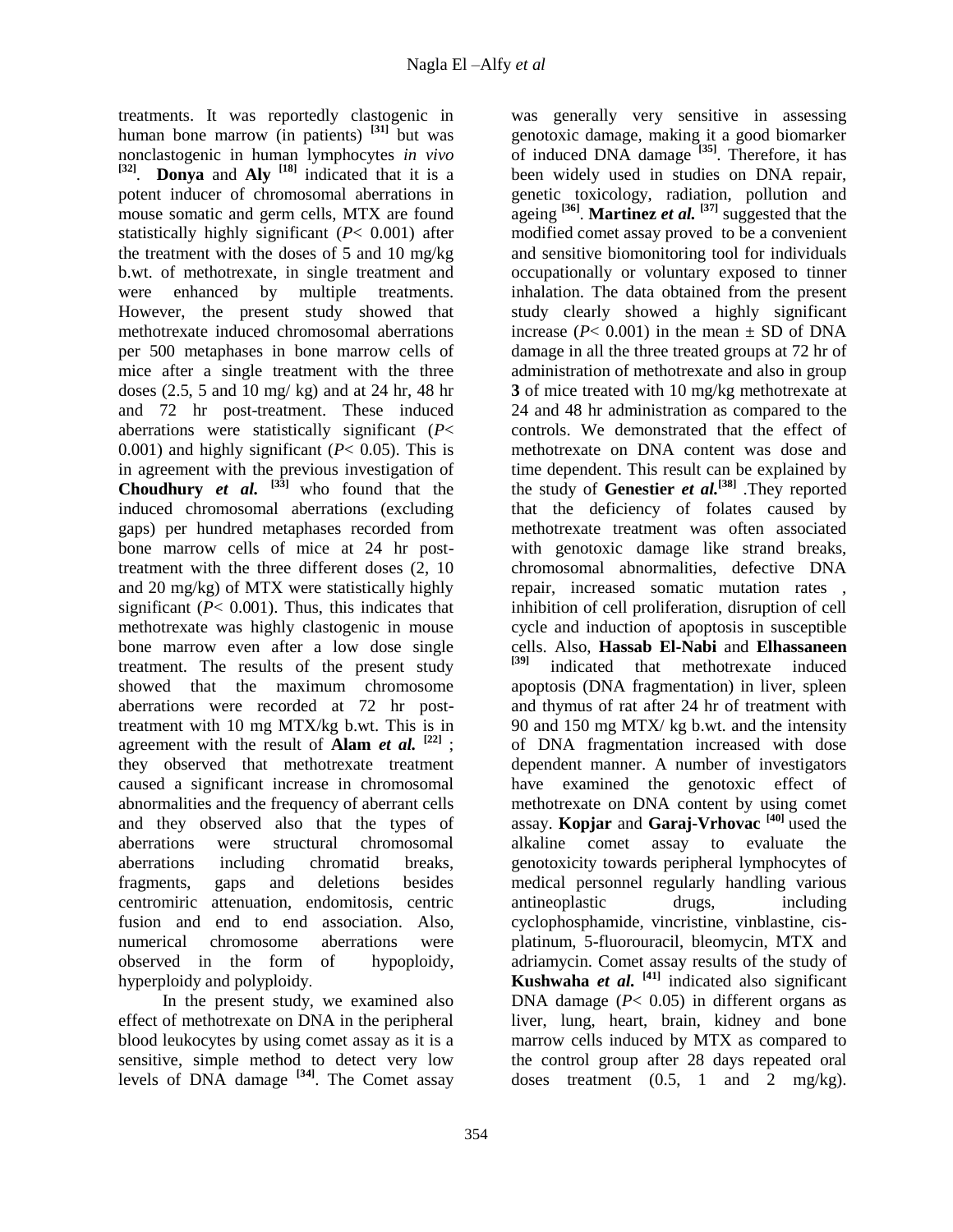treatments. It was reportedly clastogenic in human bone marrow (in patients) [31] but was nonclastogenic in human lymphocytes *in vivo* [32]. **Donya** and **Aly** [18] indicated that it is a potent inducer of chromosomal aberrations in mouse somatic and germ cells, MTX are found statistically highly significant ($P< 0.001$) after the treatment with the doses of 5 and 10 mg/kg b.wt. of methotrexate, in single treatment and were enhanced by multiple treatments. However, the present study showed that methotrexate induced chromosomal aberrations per 500 metaphases in bone marrow cells of mice after a single treatment with the three doses (2.5, 5 and 10 mg/ kg) and at 24 hr, 48 hr and 72 hr post-treatment. These induced aberrations were statistically significant ($P< 0.001$) and highly significant ($P< 0.05$). This is in agreement with the previous investigation of **Choudhury *et al.*** [33] who found that the induced chromosomal aberrations (excluding gaps) per hundred metaphases recorded from bone marrow cells of mice at 24 hr post-treatment with the three different doses (2, 10 and 20 mg/kg) of MTX were statistically highly significant ($P< 0.001$). Thus, this indicates that methotrexate was highly clastogenic in mouse bone marrow even after a low dose single treatment. The results of the present study showed that the maximum chromosome aberrations were recorded at 72 hr post-treatment with 10 mg MTX/kg b.wt. This is in agreement with the result of **Alam *et al.*** [22] ; they observed that methotrexate treatment caused a significant increase in chromosomal abnormalities and the frequency of aberrant cells and they observed also that the types of aberrations were structural chromosomal aberrations including chromatid breaks, fragments, gaps and deletions besides centromiric attenuation, endomitosis, centric fusion and end to end association. Also, numerical chromosome aberrations were observed in the form of hypoploidy, hyperploidy and polyploidy.

In the present study, we examined also effect of methotrexate on DNA in the peripheral blood leukocytes by using comet assay as it is a sensitive, simple method to detect very low levels of DNA damage [34]. The Comet assay was generally very sensitive in assessing genotoxic damage, making it a good biomarker of induced DNA damage [35]. Therefore, it has been widely used in studies on DNA repair, genetic toxicology, radiation, pollution and ageing [36]. **Martinez *et al.*** [37] suggested that the modified comet assay proved to be a convenient and sensitive biomonitoring tool for individuals occupationally or voluntary exposed to tinner inhalation. The data obtained from the present study clearly showed a highly significant increase ($P< 0.001$) in the mean ± SD of DNA damage in all the three treated groups at 72 hr of administration of methotrexate and also in group **3** of mice treated with 10 mg/kg methotrexate at 24 and 48 hr administration as compared to the controls. We demonstrated that the effect of methotrexate on DNA content was dose and time dependent. This result can be explained by the study of **Genestier *et al.***[38] .They reported that the deficiency of folates caused by methotrexate treatment was often associated with genotoxic damage like strand breaks, chromosomal abnormalities, defective DNA repair, increased somatic mutation rates , inhibition of cell proliferation, disruption of cell cycle and induction of apoptosis in susceptible cells. Also, **Hassab El-Nabi** and **Elhassaneen** [39] indicated that methotrexate induced apoptosis (DNA fragmentation) in liver, spleen and thymus of rat after 24 hr of treatment with 90 and 150 mg MTX/ kg b.wt. and the intensity of DNA fragmentation increased with dose dependent manner. A number of investigators have examined the genotoxic effect of methotrexate on DNA content by using comet assay. **Kopjar** and **Garaj-Vrhovac** [40] used the alkaline comet assay to evaluate the genotoxicity towards peripheral lymphocytes of medical personnel regularly handling various antineoplastic drugs, including cyclophosphamide, vincristine, vinblastine, cis-platinum, 5-fluorouracil, bleomycin, MTX and adriamycin. Comet assay results of the study of **Kushwaha *et al.*** [41] indicated also significant DNA damage ($P< 0.05$) in different organs as liver, lung, heart, brain, kidney and bone marrow cells induced by MTX as compared to the control group after 28 days repeated oral doses treatment (0.5, 1 and 2 mg/kg).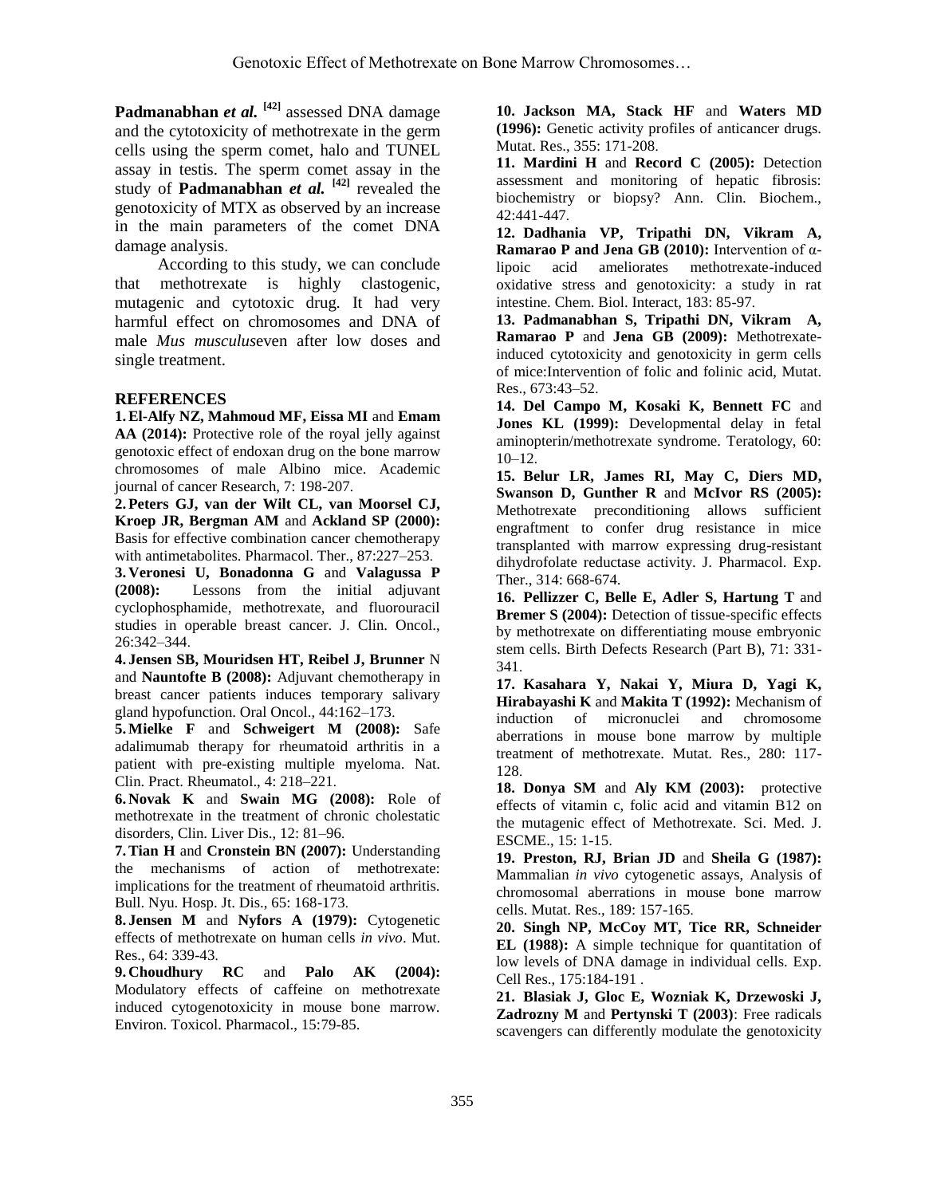**Padmanabhan *et al.*** [42] assessed DNA damage and the cytotoxicity of methotrexate in the germ cells using the sperm comet, halo and TUNEL assay in testis. The sperm comet assay in the study of **Padmanabhan *et al.*** [42] revealed the genotoxicity of MTX as observed by an increase in the main parameters of the comet DNA damage analysis.

According to this study, we can conclude that methotrexate is highly clastogenic, mutagenic and cytotoxic drug. It had very harmful effect on chromosomes and DNA of male *Mus musculus*even after low doses and single treatment.

## REFERENCES

**1. El-Alfy NZ, Mahmoud MF, Eissa MI** and **Emam AA (2014):** Protective role of the royal jelly against genotoxic effect of endoxan drug on the bone marrow chromosomes of male Albino mice. Academic journal of cancer Research, 7: 198-207.

**2. Peters GJ, van der Wilt CL, van Moorsel CJ, Kroep JR, Bergman AM** and **Ackland SP (2000):** Basis for effective combination cancer chemotherapy with antimetabolites. Pharmacol. Ther., 87:227–253.

**3. Veronesi U, Bonadonna G** and **Valagussa P (2008):** Lessons from the initial adjuvant cyclophosphamide, methotrexate, and fluorouracil studies in operable breast cancer. J. Clin. Oncol., 26:342–344.

**4. Jensen SB, Mouridsen HT, Reibel J, Brunner** N and **Nauntofte B (2008):** Adjuvant chemotherapy in breast cancer patients induces temporary salivary gland hypofunction. Oral Oncol., 44:162–173.

**5. Mielke F** and **Schweigert M (2008):** Safe adalimumab therapy for rheumatoid arthritis in a patient with pre-existing multiple myeloma. Nat. Clin. Pract. Rheumatol., 4: 218–221.

**6. Novak K** and **Swain MG (2008):** Role of methotrexate in the treatment of chronic cholestatic disorders, Clin. Liver Dis., 12: 81–96.

**7. Tian H** and **Cronstein BN (2007):** Understanding the mechanisms of action of methotrexate: implications for the treatment of rheumatoid arthritis. Bull. Nyu. Hosp. Jt. Dis., 65: 168-173.

**8. Jensen M** and **Nyfors A (1979):** Cytogenetic effects of methotrexate on human cells *in vivo*. Mut. Res., 64: 339-43.

**9. Choudhury RC** and **Palo AK (2004):** Modulatory effects of caffeine on methotrexate induced cytogenotoxicity in mouse bone marrow. Environ. Toxicol. Pharmacol., 15:79-85.

**10. Jackson MA, Stack HF** and **Waters MD (1996):** Genetic activity profiles of anticancer drugs. Mutat. Res., 355: 171-208.

**11. Mardini H** and **Record C (2005):** Detection assessment and monitoring of hepatic fibrosis: biochemistry or biopsy? Ann. Clin. Biochem., 42:441-447.

**12. Dadhania VP, Tripathi DN, Vikram A, Ramarao P and Jena GB (2010):** Intervention of α-lipoic acid ameliorates methotrexate-induced oxidative stress and genotoxicity: a study in rat intestine. Chem. Biol. Interact, 183: 85-97.

**13. Padmanabhan S, Tripathi DN, Vikram A, Ramarao P** and **Jena GB (2009):** Methotrexate-induced cytotoxicity and genotoxicity in germ cells of mice:Intervention of folic and folinic acid, Mutat. Res., 673:43–52.

**14. Del Campo M, Kosaki K, Bennett FC** and **Jones KL (1999):** Developmental delay in fetal aminopterin/methotrexate syndrome. Teratology, 60: 10–12.

**15. Belur LR, James RI, May C, Diers MD, Swanson D, Gunther R** and **McIvor RS (2005):** Methotrexate preconditioning allows sufficient engraftment to confer drug resistance in mice transplanted with marrow expressing drug-resistant dihydrofolate reductase activity. J. Pharmacol. Exp. Ther., 314: 668-674.

**16. Pellizzer C, Belle E, Adler S, Hartung T** and **Bremer S (2004):** Detection of tissue-specific effects by methotrexate on differentiating mouse embryonic stem cells. Birth Defects Research (Part B), 71: 331-341.

**17. Kasahara Y, Nakai Y, Miura D, Yagi K, Hirabayashi K** and **Makita T (1992):** Mechanism of induction of micronuclei and chromosome aberrations in mouse bone marrow by multiple treatment of methotrexate. Mutat. Res., 280: 117-128.

**18. Donya SM** and **Aly KM (2003):** protective effects of vitamin c, folic acid and vitamin B12 on the mutagenic effect of Methotrexate. Sci. Med. J. ESCME., 15: 1-15.

**19. Preston, RJ, Brian JD** and **Sheila G (1987):** Mammalian *in vivo* cytogenetic assays, Analysis of chromosomal aberrations in mouse bone marrow cells. Mutat. Res., 189: 157-165.

**20. Singh NP, McCoy MT, Tice RR, Schneider EL (1988):** A simple technique for quantitation of low levels of DNA damage in individual cells. Exp. Cell Res., 175:184-191 .

**21. Blasiak J, Gloc E, Wozniak K, Drzewoski J, Zadrozny M** and **Pertynski T (2003)**: Free radicals scavengers can differently modulate the genotoxicity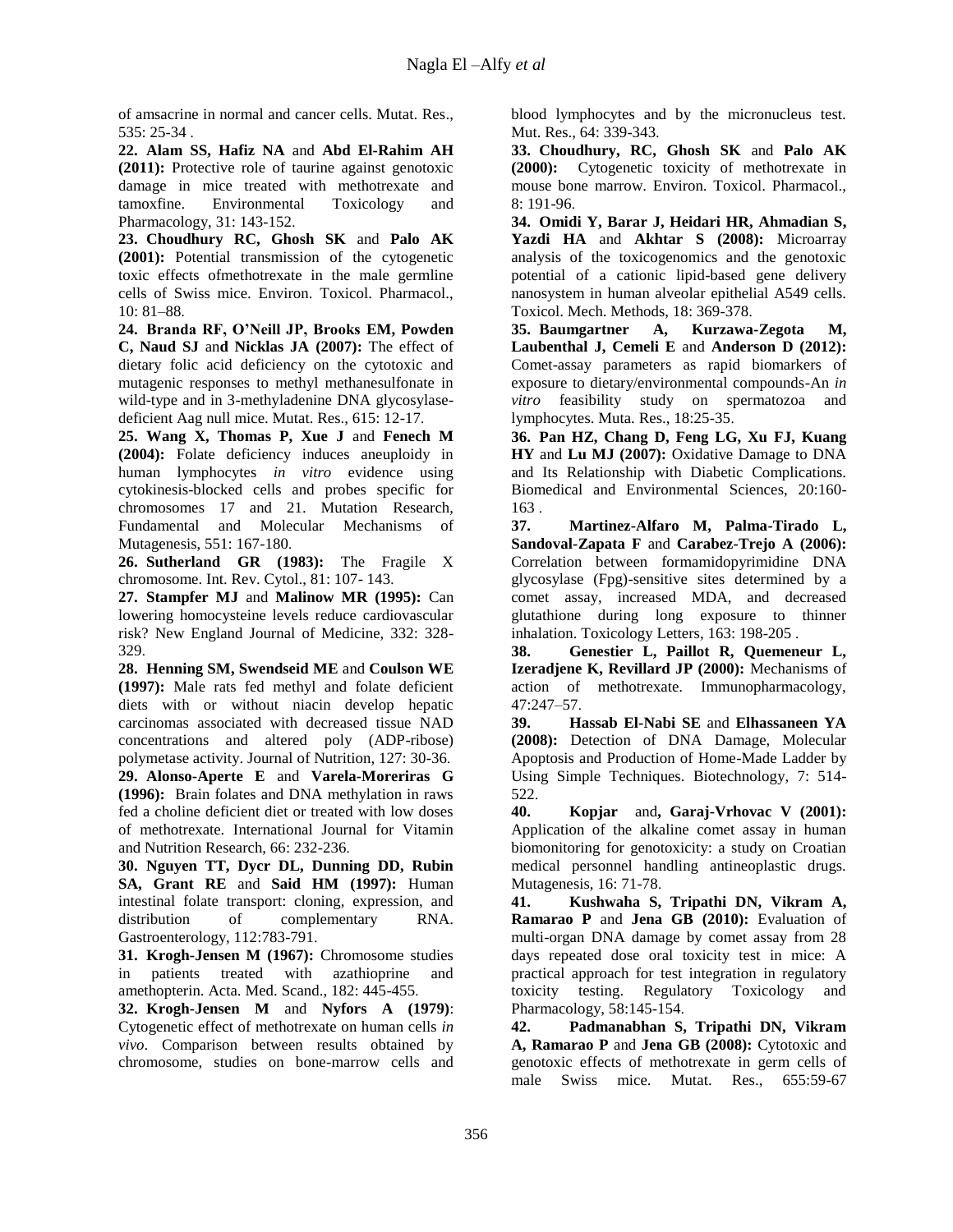of amsacrine in normal and cancer cells. Mutat. Res., 535: 25-34 .

**22. Alam SS, Hafiz NA** and **Abd El-Rahim AH (2011):** Protective role of taurine against genotoxic damage in mice treated with methotrexate and tamoxfine. Environmental Toxicology and Pharmacology, 31: 143-152.

**23. Choudhury RC, Ghosh SK** and **Palo AK (2001):** Potential transmission of the cytogenetic toxic effects ofmethotrexate in the male germline cells of Swiss mice. Environ. Toxicol. Pharmacol., 10: 81–88.

**24. Branda RF, O'Neill JP, Brooks EM, Powden C, Naud SJ** and **Nicklas JA (2007):** The effect of dietary folic acid deficiency on the cytotoxic and mutagenic responses to methyl methanesulfonate in wild-type and in 3-methyladenine DNA glycosylase-deficient Aag null mice. Mutat. Res., 615: 12-17.

**25. Wang X, Thomas P, Xue J** and **Fenech M (2004):** Folate deficiency induces aneuploidy in human lymphocytes *in vitro* evidence using cytokinesis-blocked cells and probes specific for chromosomes 17 and 21. Mutation Research, Fundamental and Molecular Mechanisms of Mutagenesis, 551: 167-180.

**26. Sutherland GR (1983):** The Fragile X chromosome. Int. Rev. Cytol., 81: 107- 143.

**27. Stampfer MJ** and **Malinow MR (1995):** Can lowering homocysteine levels reduce cardiovascular risk? New England Journal of Medicine, 332: 328-329.

**28. Henning SM, Swendseid ME** and **Coulson WE (1997):** Male rats fed methyl and folate deficient diets with or without niacin develop hepatic carcinomas associated with decreased tissue NAD concentrations and altered poly (ADP-ribose) polymetase activity. Journal of Nutrition, 127: 30-36.

**29. Alonso-Aperte E** and **Varela-Moreriras G (1996):** Brain folates and DNA methylation in raws fed a choline deficient diet or treated with low doses of methotrexate. International Journal for Vitamin and Nutrition Research, 66: 232-236.

**30. Nguyen TT, Dycr DL, Dunning DD, Rubin SA, Grant RE** and **Said HM (1997):** Human intestinal folate transport: cloning, expression, and distribution of complementary RNA. Gastroenterology, 112:783-791.

**31. Krogh-Jensen M (1967):** Chromosome studies in patients treated with azathioprine and amethopterin. Acta. Med. Scand., 182: 445-455.

**32. Krogh-Jensen M** and **Nyfors A (1979)**: Cytogenetic effect of methotrexate on human cells *in vivo*. Comparison between results obtained by chromosome, studies on bone-marrow cells and blood lymphocytes and by the micronucleus test. Mut. Res., 64: 339-343.

**33. Choudhury, RC, Ghosh SK** and **Palo AK (2000):** Cytogenetic toxicity of methotrexate in mouse bone marrow. Environ. Toxicol. Pharmacol., 8: 191-96.

**34. Omidi Y, Barar J, Heidari HR, Ahmadian S, Yazdi HA** and **Akhtar S (2008):** Microarray analysis of the toxicogenomics and the genotoxic potential of a cationic lipid-based gene delivery nanosystem in human alveolar epithelial A549 cells. Toxicol. Mech. Methods, 18: 369-378.

**35. Baumgartner A, Kurzawa-Zegota M, Laubenthal J, Cemeli E** and **Anderson D (2012):** Comet-assay parameters as rapid biomarkers of exposure to dietary/environmental compounds-An *in vitro* feasibility study on spermatozoa and lymphocytes. Muta. Res., 18:25-35.

**36. Pan HZ, Chang D, Feng LG, Xu FJ, Kuang HY** and **Lu MJ (2007):** Oxidative Damage to DNA and Its Relationship with Diabetic Complications. Biomedical and Environmental Sciences, 20:160-163 .

**37. Martinez-Alfaro M, Palma-Tirado L, Sandoval-Zapata F** and **Carabez-Trejo A (2006):** Correlation between formamidopyrimidine DNA glycosylase (Fpg)-sensitive sites determined by a comet assay, increased MDA, and decreased glutathione during long exposure to thinner inhalation. Toxicology Letters, 163: 198-205 .

**38. Genestier L, Paillot R, Quemeneur L, Izeradjene K, Revillard JP (2000):** Mechanisms of action of methotrexate. Immunopharmacology, 47:247–57.

**39. Hassab El-Nabi SE** and **Elhassaneen YA (2008):** Detection of DNA Damage, Molecular Apoptosis and Production of Home-Made Ladder by Using Simple Techniques. Biotechnology, 7: 514-522.

**40. Kopjar** and**, Garaj-Vrhovac V (2001):** Application of the alkaline comet assay in human biomonitoring for genotoxicity: a study on Croatian medical personnel handling antineoplastic drugs. Mutagenesis, 16: 71-78.

**41. Kushwaha S, Tripathi DN, Vikram A, Ramarao P** and **Jena GB (2010):** Evaluation of multi-organ DNA damage by comet assay from 28 days repeated dose oral toxicity test in mice: A practical approach for test integration in regulatory toxicity testing. Regulatory Toxicology and Pharmacology, 58:145-154.

**42. Padmanabhan S, Tripathi DN, Vikram A, Ramarao P** and **Jena GB (2008):** Cytotoxic and genotoxic effects of methotrexate in germ cells of male Swiss mice. Mutat. Res., 655:59-67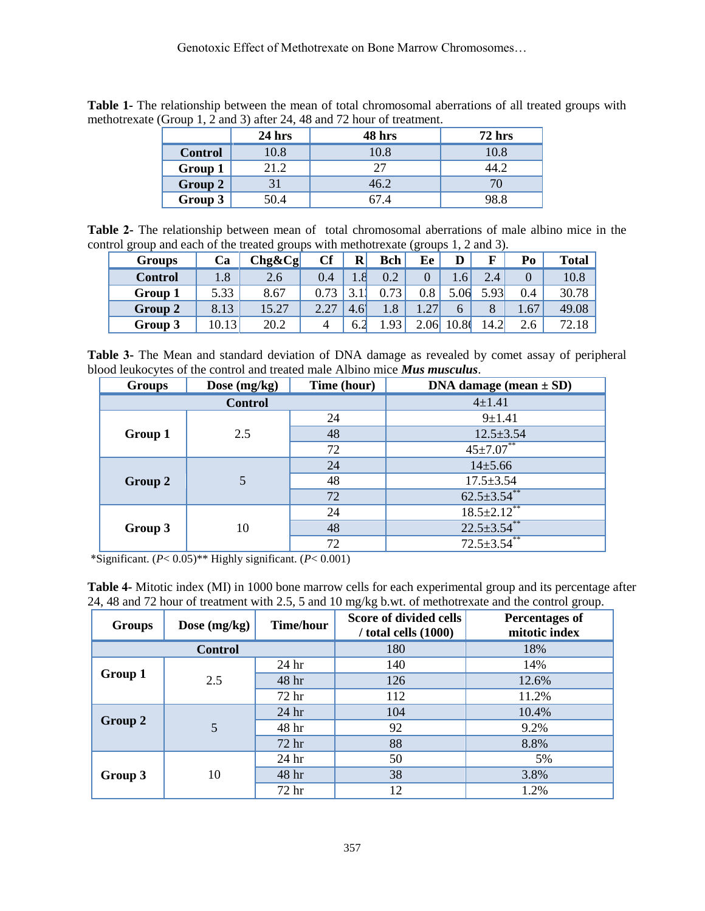**Table 1-** The relationship between the mean of total chromosomal aberrations of all treated groups with methotrexate (Group 1, 2 and 3) after 24, 48 and 72 hour of treatment.

| | 24 hrs | 48 hrs | 72 hrs |
|---|---|---|---|
| **Control** | 10.8 | 10.8 | 10.8 |
| **Group 1** | 21.2 | 27 | 44.2 |
| **Group 2** | 31 | 46.2 | 70 |
| **Group 3** | 50.4 | 67.4 | 98.8 |

**Table 2-** The relationship between mean of total chromosomal aberrations of male albino mice in the control group and each of the treated groups with methotrexate (groups 1, 2 and 3).

| Groups | Ca | Chg&Cg | Cf | R | Bch | Ee | D | F | Po | Total |
|---|---|---|---|---|---|---|---|---|---|---|
| **Control** | 1.8 | 2.6 | 0.4 | 1.8 | 0.2 | 0 | 1.6 | 2.4 | 0 | 10.8 |
| **Group 1** | 5.33 | 8.67 | 0.73 | 3.1 | 0.73 | 0.8 | 5.06 | 5.93 | 0.4 | 30.78 |
| **Group 2** | 8.13 | 15.27 | 2.27 | 4.6 | 1.8 | 1.27 | 6 | 8 | 1.67 | 49.08 |
| **Group 3** | 10.13 | 20.2 | 4 | 6.2 | 1.93 | 2.06 | 10.8 | 14.2 | 2.6 | 72.18 |

**Table 3-** The Mean and standard deviation of DNA damage as revealed by comet assay of peripheral blood leukocytes of the control and treated male Albino mice ***Mus musculus***.

| Groups | Dose (mg/kg) | Time (hour) | DNA damage (mean ± SD) |
|---|---|---|---|
| **Control** | | | 4±1.41 |
| **Group 1** | 2.5 | 24 | 9±1.41 |
| | | 48 | 12.5±3.54 |
| | | 72 | 45±7.07** |
| **Group 2** | 5 | 24 | 14±5.66 |
| | | 48 | 17.5±3.54 |
| | | 72 | 62.5±3.54** |
| **Group 3** | 10 | 24 | 18.5±2.12** |
| | | 48 | 22.5±3.54** |
| | | 72 | 72.5±3.54** |

*Significant. ($P< 0.05$)** Highly significant. ($P< 0.001$)

**Table 4-** Mitotic index (MI) in 1000 bone marrow cells for each experimental group and its percentage after 24, 48 and 72 hour of treatment with 2.5, 5 and 10 mg/kg b.wt. of methotrexate and the control group.

| Groups | Dose (mg/kg) | Time/hour | Score of divided cells / total cells (1000) | Percentages of mitotic index |
|---|---|---|---|---|
| **Control** | | | 180 | 18% |
| **Group 1** | 2.5 | 24 hr | 140 | 14% |
| | | 48 hr | 126 | 12.6% |
| | | 72 hr | 112 | 11.2% |
| **Group 2** | 5 | 24 hr | 104 | 10.4% |
| | | 48 hr | 92 | 9.2% |
| | | 72 hr | 88 | 8.8% |
| **Group 3** | 10 | 24 hr | 50 | 5% |
| | | 48 hr | 38 | 3.8% |
| | | 72 hr | 12 | 1.2% |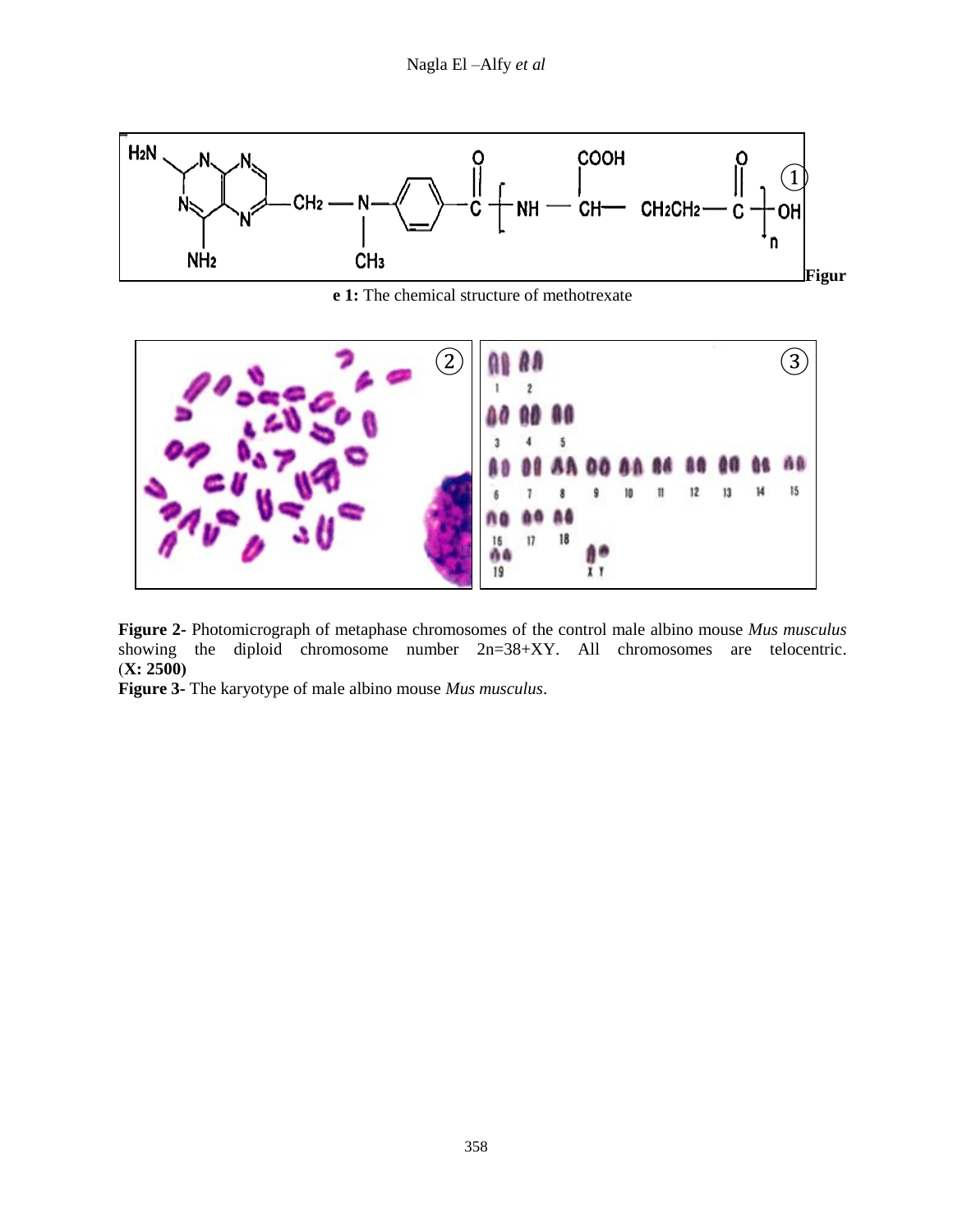**Figure 1:** The chemical structure of methotrexate

**Figure 2-** Photomicrograph of metaphase chromosomes of the control male albino mouse *Mus musculus* showing the diploid chromosome number 2n=38+XY. All chromosomes are telocentric. (**X: 2500)**

**Figure 3-** The karyotype of male albino mouse *Mus musculus*.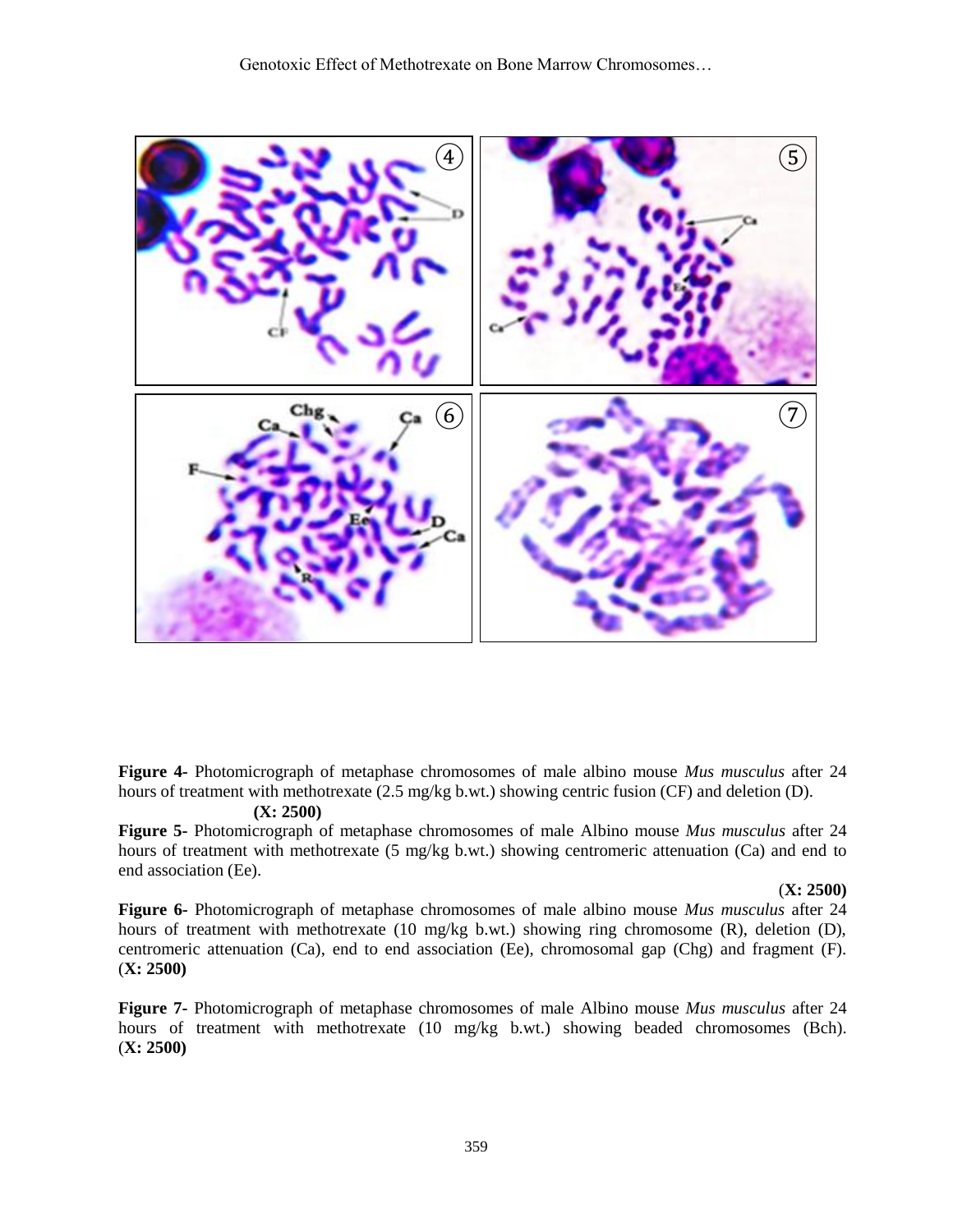**Figure 4-** Photomicrograph of metaphase chromosomes of male albino mouse *Mus musculus* after 24 hours of treatment with methotrexate (2.5 mg/kg b.wt.) showing centric fusion (CF) and deletion (D). **(X: 2500)**

**Figure 5-** Photomicrograph of metaphase chromosomes of male Albino mouse *Mus musculus* after 24 hours of treatment with methotrexate (5 mg/kg b.wt.) showing centromeric attenuation (Ca) and end to end association (Ee). (**X: 2500)**

**Figure 6-** Photomicrograph of metaphase chromosomes of male albino mouse *Mus musculus* after 24 hours of treatment with methotrexate (10 mg/kg b.wt.) showing ring chromosome (R), deletion (D), centromeric attenuation (Ca), end to end association (Ee), chromosomal gap (Chg) and fragment (F). (**X: 2500)**

**Figure 7-** Photomicrograph of metaphase chromosomes of male Albino mouse *Mus musculus* after 24 hours of treatment with methotrexate (10 mg/kg b.wt.) showing beaded chromosomes (Bch). (**X: 2500)**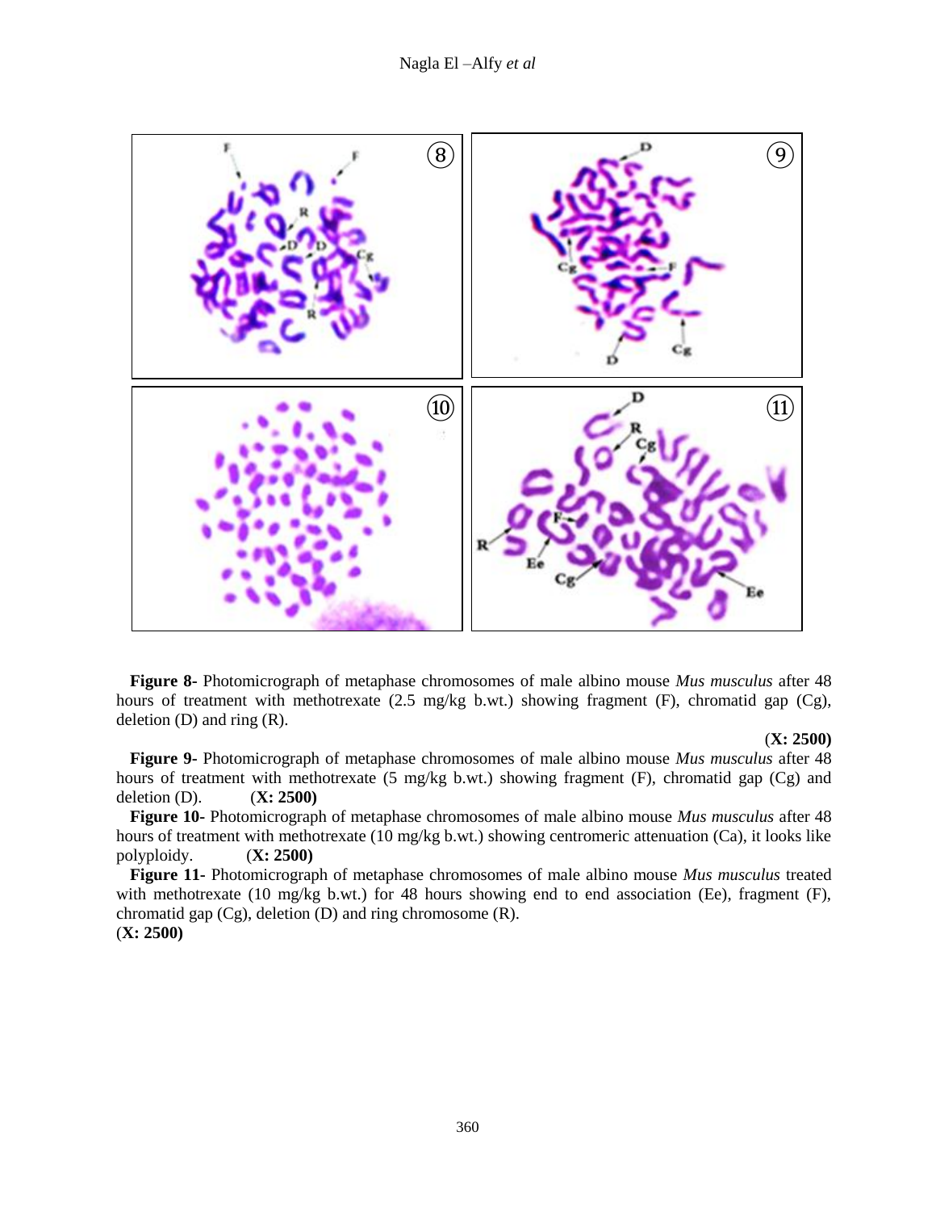**Figure 8-** Photomicrograph of metaphase chromosomes of male albino mouse *Mus musculus* after 48 hours of treatment with methotrexate (2.5 mg/kg b.wt.) showing fragment (F), chromatid gap (Cg), deletion (D) and ring (R).

(**X: 2500)**

**Figure 9-** Photomicrograph of metaphase chromosomes of male albino mouse *Mus musculus* after 48 hours of treatment with methotrexate (5 mg/kg b.wt.) showing fragment (F), chromatid gap (Cg) and deletion (D). (**X: 2500)**

**Figure 10-** Photomicrograph of metaphase chromosomes of male albino mouse *Mus musculus* after 48 hours of treatment with methotrexate (10 mg/kg b.wt.) showing centromeric attenuation (Ca), it looks like polyploidy. (**X: 2500)**

**Figure 11-** Photomicrograph of metaphase chromosomes of male albino mouse *Mus musculus* treated with methotrexate (10 mg/kg b.wt.) for 48 hours showing end to end association (Ee), fragment (F), chromatid gap (Cg), deletion (D) and ring chromosome (R).
(**X: 2500)**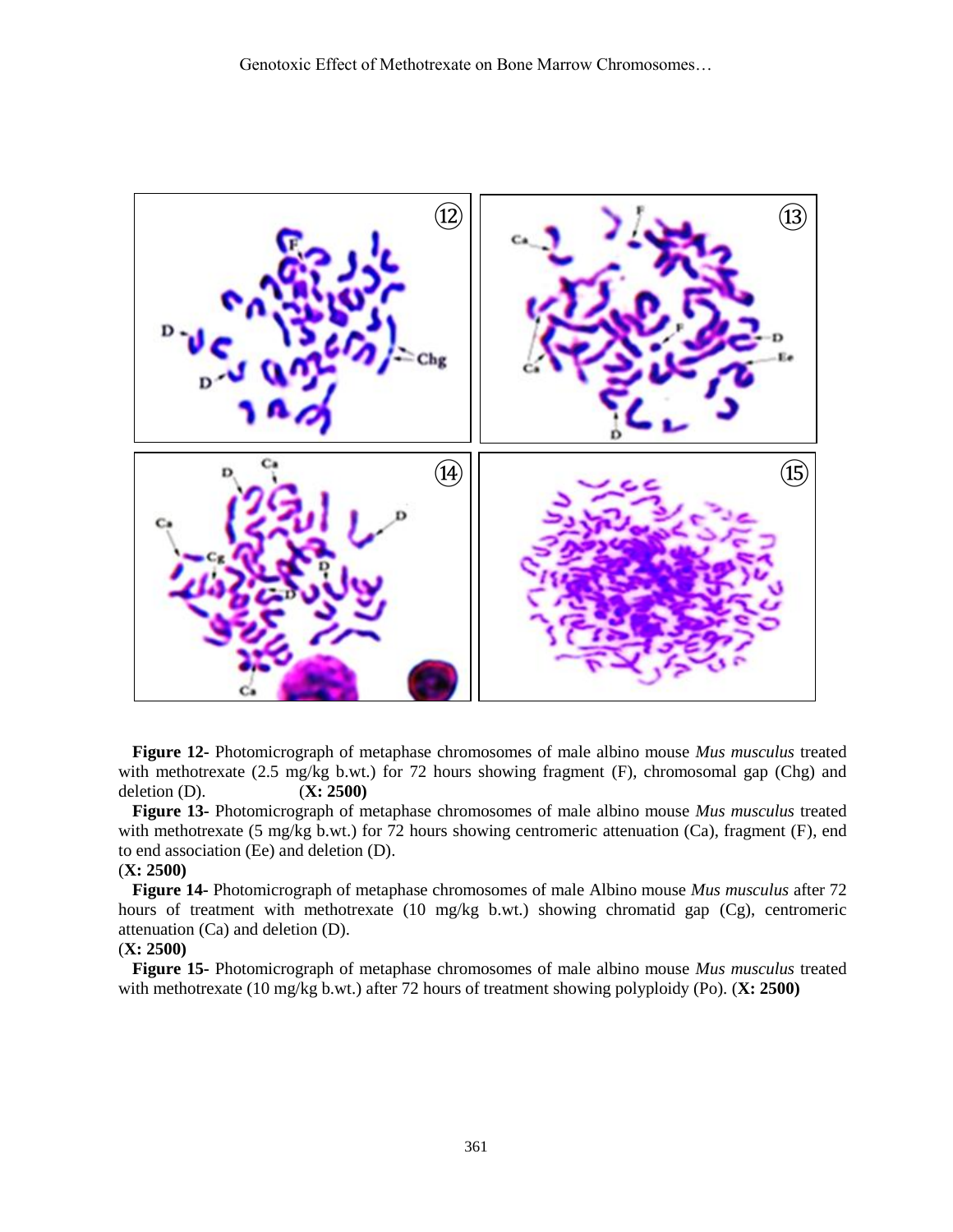**Figure 12-** Photomicrograph of metaphase chromosomes of male albino mouse *Mus musculus* treated with methotrexate (2.5 mg/kg b.wt.) for 72 hours showing fragment (F), chromosomal gap (Chg) and deletion (D). (**X: 2500)**

**Figure 13-** Photomicrograph of metaphase chromosomes of male albino mouse *Mus musculus* treated with methotrexate (5 mg/kg b.wt.) for 72 hours showing centromeric attenuation (Ca), fragment (F), end to end association (Ee) and deletion (D).
(**X: 2500)**

**Figure 14-** Photomicrograph of metaphase chromosomes of male Albino mouse *Mus musculus* after 72 hours of treatment with methotrexate (10 mg/kg b.wt.) showing chromatid gap (Cg), centromeric attenuation (Ca) and deletion (D).
(**X: 2500)**

**Figure 15-** Photomicrograph of metaphase chromosomes of male albino mouse *Mus musculus* treated with methotrexate (10 mg/kg b.wt.) after 72 hours of treatment showing polyploidy (Po). (**X: 2500)**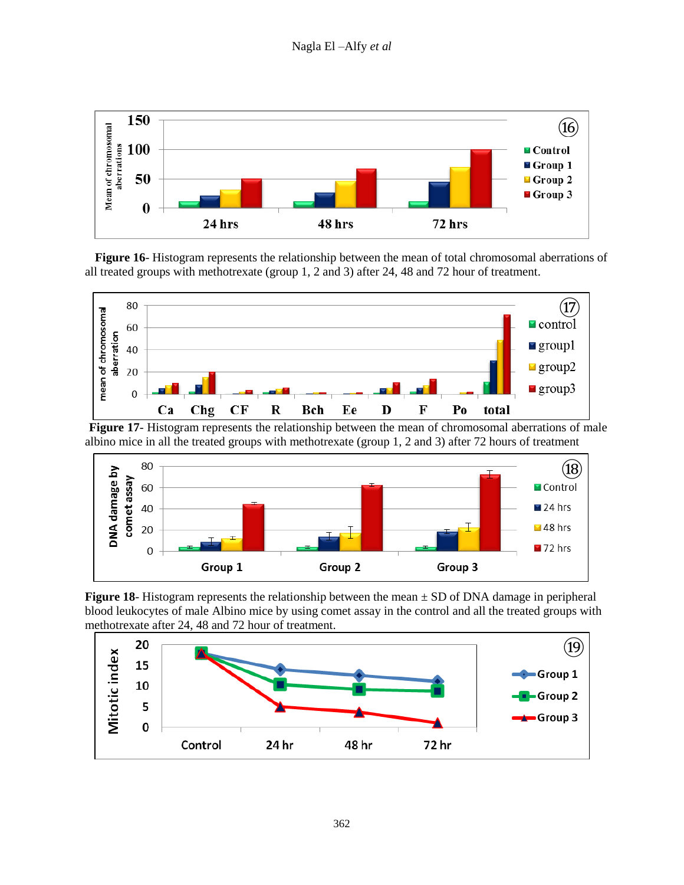**Figure 16**- Histogram represents the relationship between the mean of total chromosomal aberrations of all treated groups with methotrexate (group 1, 2 and 3) after 24, 48 and 72 hour of treatment.

**Figure 17**- Histogram represents the relationship between the mean of chromosomal aberrations of male albino mice in all the treated groups with methotrexate (group 1, 2 and 3) after 72 hours of treatment

**Figure 18**- Histogram represents the relationship between the mean ± SD of DNA damage in peripheral blood leukocytes of male Albino mice by using comet assay in the control and all the treated groups with methotrexate after 24, 48 and 72 hour of treatment.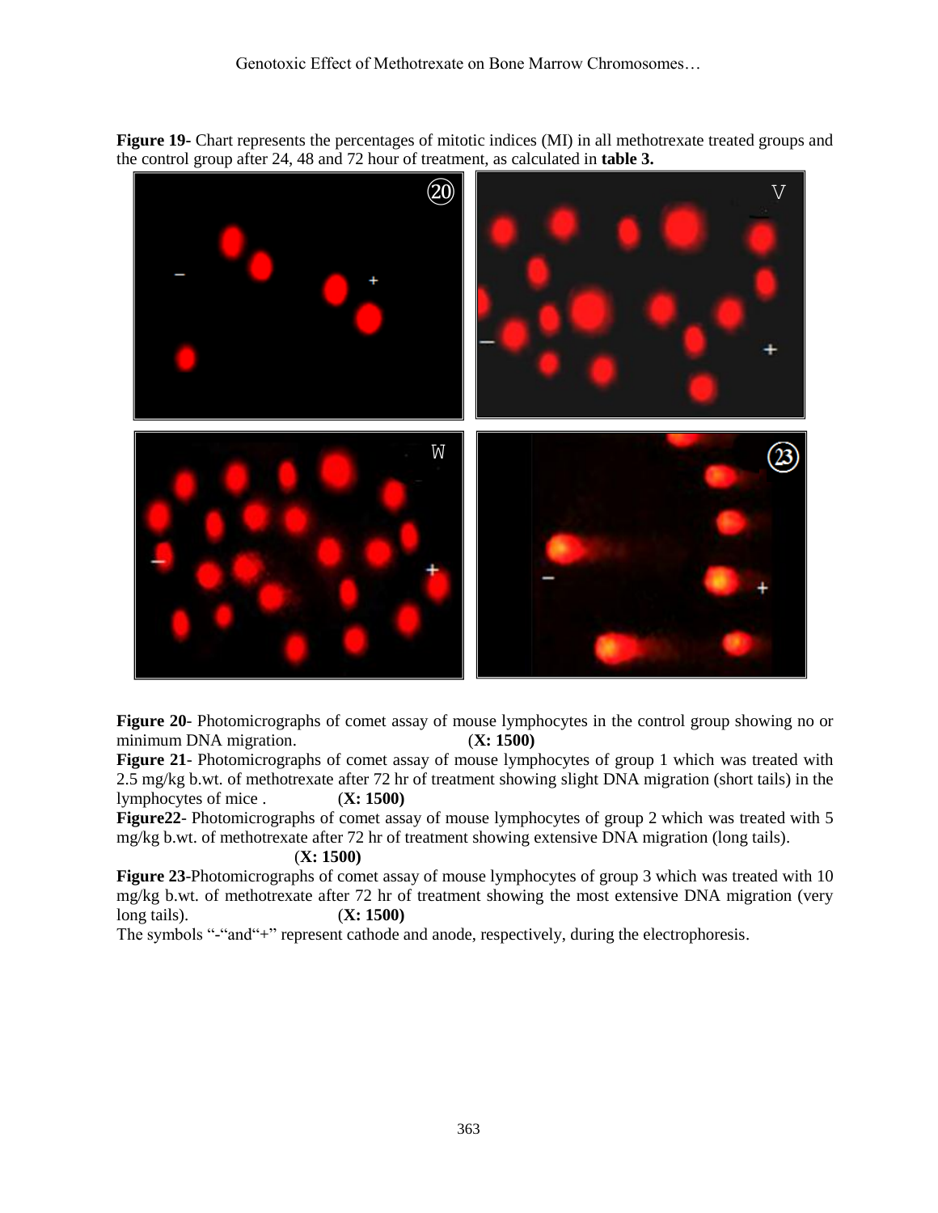**Figure 19**- Chart represents the percentages of mitotic indices (MI) in all methotrexate treated groups and the control group after 24, 48 and 72 hour of treatment, as calculated in **table 3.**

**Figure 20**- Photomicrographs of comet assay of mouse lymphocytes in the control group showing no or minimum DNA migration. (**X: 1500)**

**Figure 21**- Photomicrographs of comet assay of mouse lymphocytes of group 1 which was treated with 2.5 mg/kg b.wt. of methotrexate after 72 hr of treatment showing slight DNA migration (short tails) in the lymphocytes of mice . (**X: 1500)**

**Figure22**- Photomicrographs of comet assay of mouse lymphocytes of group 2 which was treated with 5 mg/kg b.wt. of methotrexate after 72 hr of treatment showing extensive DNA migration (long tails). (**X: 1500)**

**Figure 23**-Photomicrographs of comet assay of mouse lymphocytes of group 3 which was treated with 10 mg/kg b.wt. of methotrexate after 72 hr of treatment showing the most extensive DNA migration (very long tails). (**X: 1500)**

The symbols "-"and"+" represent cathode and anode, respectively, during the electrophoresis.